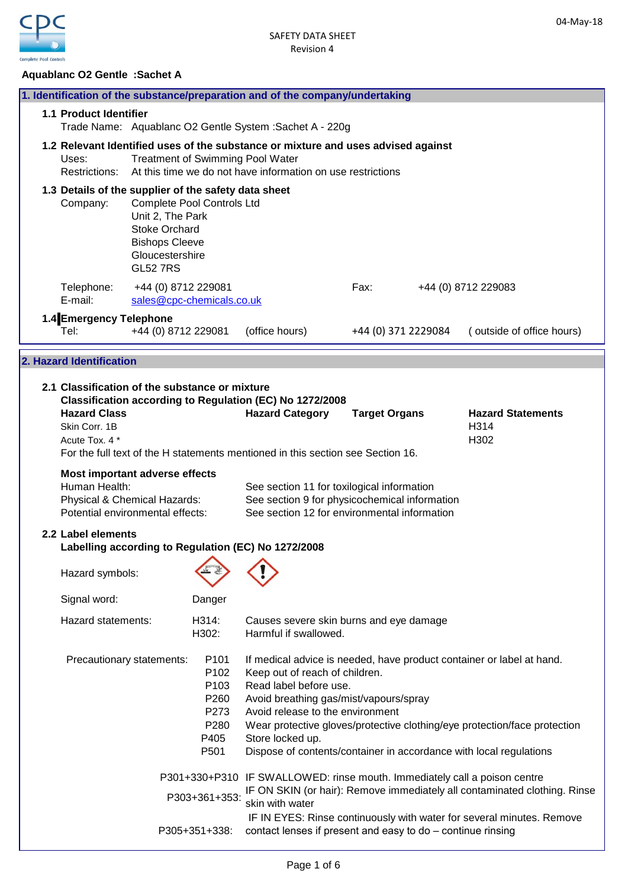SAFETY DATA SHEET
Revision 4

04-May-18

**Aquablanc O2 Gentle :Sachet A**

## 1. Identification of the substance/preparation and of the company/undertaking

### 1.1 Product Identifier

Trade Name: Aquablanc O2 Gentle System :Sachet A - 220g

### 1.2 Relevant Identified uses of the substance or mixture and uses advised against

Uses: Treatment of Swimming Pool Water
Restrictions: At this time we do not have information on use restrictions

### 1.3 Details of the supplier of the safety data sheet

Company: Complete Pool Controls Ltd
Unit 2, The Park
Stoke Orchard
Bishops Cleeve
Gloucestershire
GL52 7RS

Telephone: +44 (0) 8712 229081 Fax: +44 (0) 8712 229083
E-mail: sales@cpc-chemicals.co.uk

### 1.4 Emergency Telephone

Tel: +44 (0) 8712 229081 (office hours) +44 (0) 371 2229084 ( outside of office hours)

## 2. Hazard Identification

### 2.1 Classification of the substance or mixture

**Classification according to Regulation (EC) No 1272/2008**

| Hazard Class | Hazard Category | Target Organs | Hazard Statements |
|---|---|---|---|
| Skin Corr. 1B | | | H314 |
| Acute Tox. 4 * | | | H302 |

For the full text of the H statements mentioned in this section see Section 16.

**Most important adverse effects**

Human Health: See section 11 for toxilogical information
Physical & Chemical Hazards: See section 9 for physicochemical information
Potential environmental effects: See section 12 for environmental information

### 2.2 Label elements

**Labelling according to Regulation (EC) No 1272/2008**

Hazard symbols:

Signal word: Danger

Hazard statements:
H314: Causes severe skin burns and eye damage
H302: Harmful if swallowed.

Precautionary statements:

P101 If medical advice is needed, have product container or label at hand.
P102 Keep out of reach of children.
P103 Read label before use.
P260 Avoid breathing gas/mist/vapours/spray
P273 Avoid release to the environment
P280 Wear protective gloves/protective clothing/eye protection/face protection
P405 Store locked up.
P501 Dispose of contents/container in accordance with local regulations

P301+330+P310 IF SWALLOWED: rinse mouth. Immediately call a poison centre
P303+361+353: IF ON SKIN (or hair): Remove immediately all contaminated clothing. Rinse skin with water
P305+351+338: IF IN EYES: Rinse continuously with water for several minutes. Remove contact lenses if present and easy to do – continue rinsing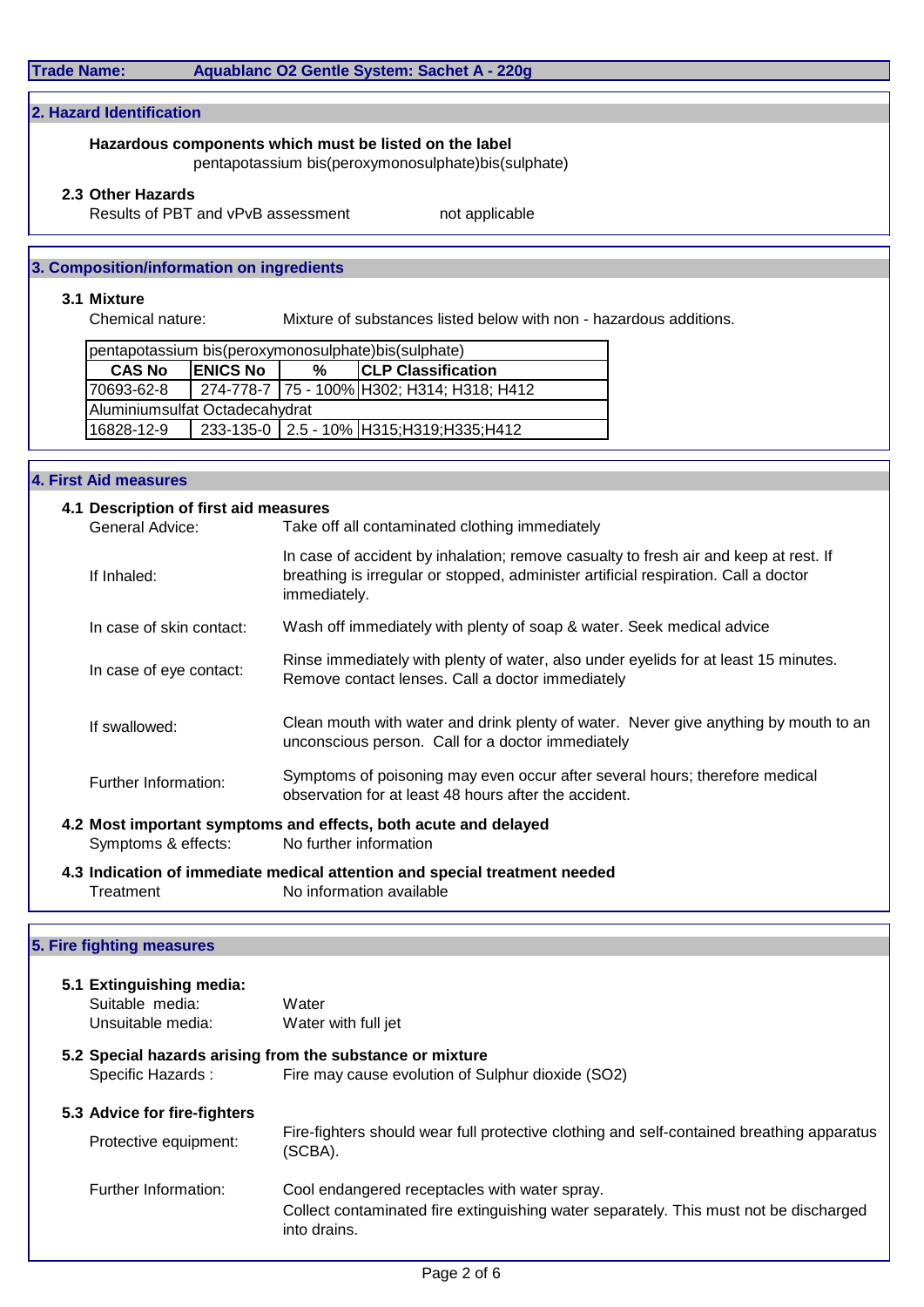**Trade Name:** **Aquablanc O2 Gentle System: Sachet A - 220g**

## 2. Hazard Identification

**Hazardous components which must be listed on the label**
pentapotassium bis(peroxymonosulphate)bis(sulphate)

### 2.3 Other Hazards

Results of PBT and vPvB assessment: not applicable

## 3. Composition/information on ingredients

### 3.1 Mixture

Chemical nature: Mixture of substances listed below with non - hazardous additions.

| CAS No | ENICS No | % | CLP Classification |
|---|---|---|---|
| pentapotassium bis(peroxymonosulphate)bis(sulphate) | | | |
| 70693-62-8 | 274-778-7 | 75 - 100% | H302; H314; H318; H412 |
| Aluminiumsulfat Octadecahydrat | | | |
| 16828-12-9 | 233-135-0 | 2.5 - 10% | H315;H319;H335;H412 |

## 4. First Aid measures

### 4.1 Description of first aid measures

General Advice: Take off all contaminated clothing immediately

If Inhaled: In case of accident by inhalation; remove casualty to fresh air and keep at rest. If breathing is irregular or stopped, administer artificial respiration. Call a doctor immediately.

In case of skin contact: Wash off immediately with plenty of soap & water. Seek medical advice

In case of eye contact: Rinse immediately with plenty of water, also under eyelids for at least 15 minutes. Remove contact lenses. Call a doctor immediately

If swallowed: Clean mouth with water and drink plenty of water. Never give anything by mouth to an unconscious person. Call for a doctor immediately

Further Information: Symptoms of poisoning may even occur after several hours; therefore medical observation for at least 48 hours after the accident.

### 4.2 Most important symptoms and effects, both acute and delayed

Symptoms & effects: No further information

### 4.3 Indication of immediate medical attention and special treatment needed

Treatment: No information available

## 5. Fire fighting measures

### 5.1 Extinguishing media:

Suitable media: Water
Unsuitable media: Water with full jet

### 5.2 Special hazards arising from the substance or mixture

Specific Hazards : Fire may cause evolution of Sulphur dioxide ($SO_2$)

### 5.3 Advice for fire-fighters

Protective equipment: Fire-fighters should wear full protective clothing and self-contained breathing apparatus (SCBA).

Further Information: Cool endangered receptacles with water spray.
Collect contaminated fire extinguishing water separately. This must not be discharged into drains.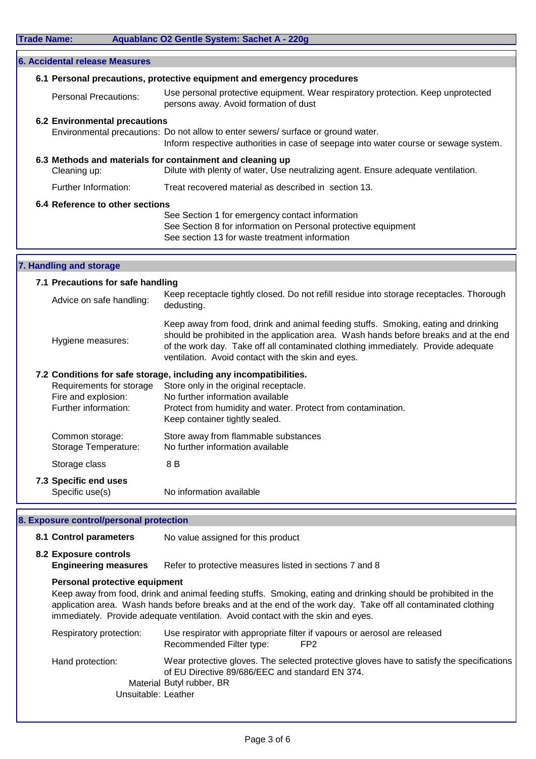**Trade Name:** Aquablanc O2 Gentle System: Sachet A - 220g

## 6. Accidental release Measures

### 6.1 Personal precautions, protective equipment and emergency procedures

| | |
|---|---|
| Personal Precautions: | Use personal protective equipment. Wear respiratory protection. Keep unprotected persons away. Avoid formation of dust |

### 6.2 Environmental precautions

| | |
|---|---|
| Environmental precautions: | Do not allow to enter sewers/ surface or ground water. Inform respective authorities in case of seepage into water course or sewage system. |

### 6.3 Methods and materials for containment and cleaning up

| | |
|---|---|
| Cleaning up: | Dilute with plenty of water, Use neutralizing agent. Ensure adequate ventilation. |
| Further Information: | Treat recovered material as described in section 13. |

### 6.4 Reference to other sections

See Section 1 for emergency contact information
See Section 8 for information on Personal protective equipment
See section 13 for waste treatment information

## 7. Handling and storage

### 7.1 Precautions for safe handling

| | |
|---|---|
| Advice on safe handling: | Keep receptacle tightly closed. Do not refill residue into storage receptacles. Thorough dedusting. |
| Hygiene measures: | Keep away from food, drink and animal feeding stuffs. Smoking, eating and drinking should be prohibited in the application area. Wash hands before breaks and at the end of the work day. Take off all contaminated clothing immediately. Provide adequate ventilation. Avoid contact with the skin and eyes. |

### 7.2 Conditions for safe storage, including any incompatibilities.

| | |
|---|---|
| Requirements for storage | Store only in the original receptacle. |
| Fire and explosion: | No further information available |
| Further information: | Protect from humidity and water. Protect from contamination. Keep container tightly sealed. |
| Common storage: | Store away from flammable substances |
| Storage Temperature: | No further information available |
| Storage class | 8 B |

### 7.3 Specific end uses

| | |
|---|---|
| Specific use(s) | No information available |

## 8. Exposure control/personal protection

### 8.1 Control parameters

No value assigned for this product

### 8.2 Exposure controls

**Engineering measures**: Refer to protective measures listed in sections 7 and 8

**Personal protective equipment**

Keep away from food, drink and animal feeding stuffs. Smoking, eating and drinking should be prohibited in the application area. Wash hands before breaks and at the end of the work day. Take off all contaminated clothing immediately. Provide adequate ventilation. Avoid contact with the skin and eyes.

| | |
|---|---|
| Respiratory protection: | Use respirator with appropriate filter if vapours or aerosol are released. Recommended Filter type: FP2 |
| Hand protection: | Wear protective gloves. The selected protective gloves have to satisfy the specifications of EU Directive 89/686/EEC and standard EN 374. |
| Material | Butyl rubber, BR |
| Unsuitable: | Leather |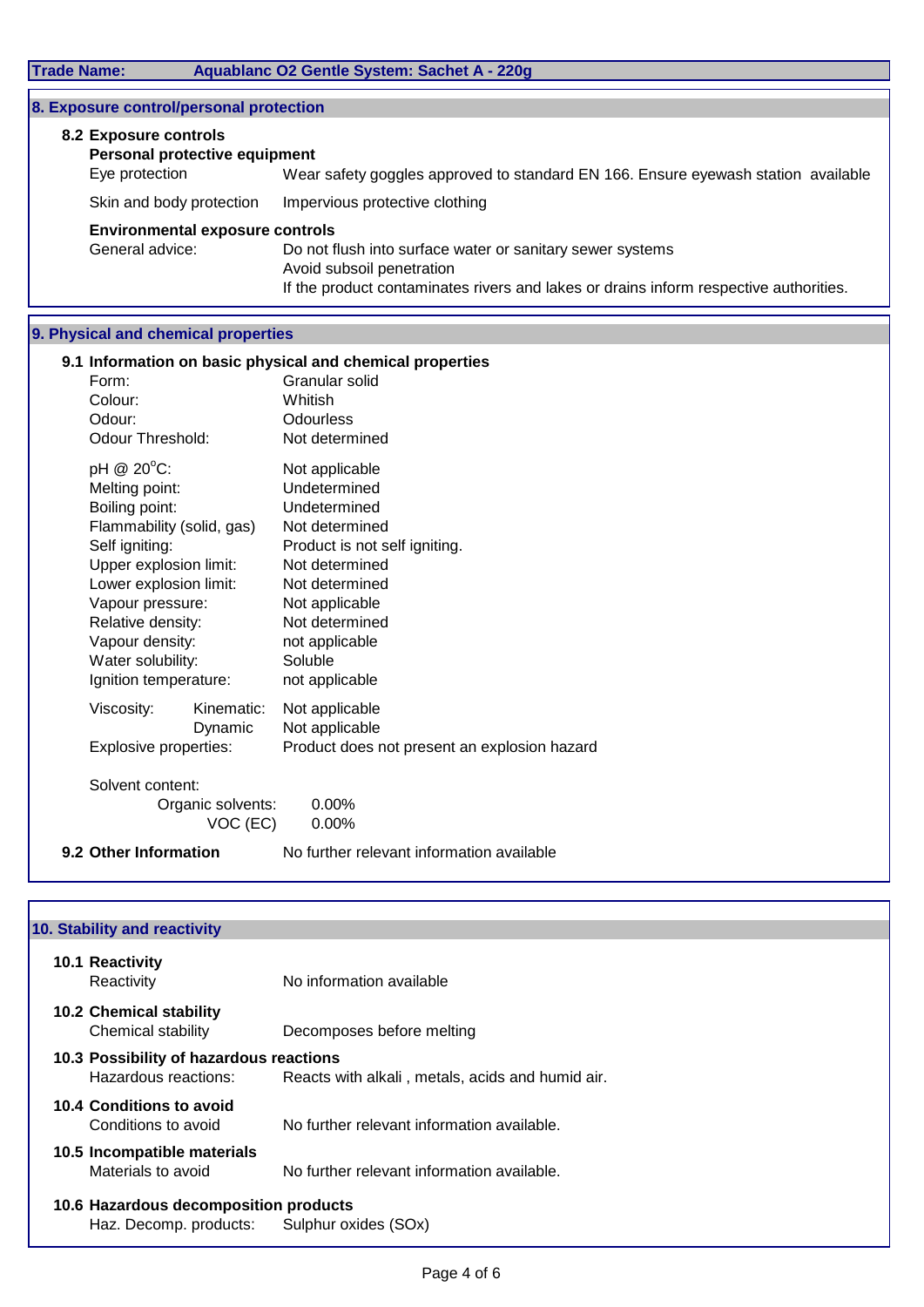**Trade Name:** Aquablanc O2 Gentle System: Sachet A - 220g

## 8. Exposure control/personal protection

### 8.2 Exposure controls

**Personal protective equipment**

| | |
|---|---|
| Eye protection | Wear safety goggles approved to standard EN 166. Ensure eyewash station available |
| Skin and body protection | Impervious protective clothing |

**Environmental exposure controls**

General advice:
- Do not flush into surface water or sanitary sewer systems
- Avoid subsoil penetration
- If the product contaminates rivers and lakes or drains inform respective authorities.

## 9. Physical and chemical properties

### 9.1 Information on basic physical and chemical properties

| | |
|---|---|
| Form: | Granular solid |
| Colour: | Whitish |
| Odour: | Odourless |
| Odour Threshold: | Not determined |
| pH @ 20°C: | Not applicable |
| Melting point: | Undetermined |
| Boiling point: | Undetermined |
| Flammability (solid, gas) | Not determined |
| Self igniting: | Product is not self igniting. |
| Upper explosion limit: | Not determined |
| Lower explosion limit: | Not determined |
| Vapour pressure: | Not applicable |
| Relative density: | Not determined |
| Vapour density: | not applicable |
| Water solubility: | Soluble |
| Ignition temperature: | not applicable |
| Viscosity: Kinematic: | Not applicable |
| Viscosity: Dynamic | Not applicable |
| Explosive properties: | Product does not present an explosion hazard |

Solvent content:

| | |
|---|---|
| Organic solvents: | 0.00% |
| VOC (EC) | 0.00% |

**9.2 Other Information** — No further relevant information available

## 10. Stability and reactivity

**10.1 Reactivity**

Reactivity — No information available

**10.2 Chemical stability**

Chemical stability — Decomposes before melting

**10.3 Possibility of hazardous reactions**

Hazardous reactions: — Reacts with alkali , metals, acids and humid air.

**10.4 Conditions to avoid**

Conditions to avoid — No further relevant information available.

**10.5 Incompatible materials**

Materials to avoid — No further relevant information available.

**10.6 Hazardous decomposition products**

Haz. Decomp. products: — Sulphur oxides (SOx)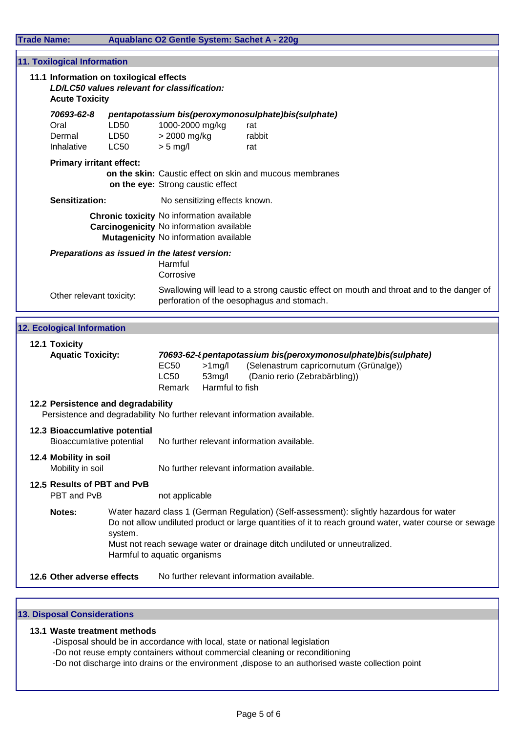**Trade Name:** Aquablanc O2 Gentle System: Sachet A - 220g

## 11. Toxilogical Information

### 11.1 Information on toxilogical effects

***LD/LC50 values relevant for classification:***

**Acute Toxicity**

| ***70693-62-8*** | ***pentapotassium bis(peroxymonosulphate)bis(sulphate)*** | | |
|---|---|---|---|
| Oral | LD50 | 1000-2000 mg/kg | rat |
| Dermal | LD50 | > 2000 mg/kg | rabbit |
| Inhalative | LC50 | > 5 mg/l | rat |

**Primary irritant effect:**

**on the skin:** Caustic effect on skin and mucous membranes

**on the eye:** Strong caustic effect

**Sensitization:** No sensitizing effects known.

**Chronic toxicity** No information available

**Carcinogenicity** No information available

**Mutagenicity** No information available

***Preparations as issued in the latest version:***

Harmful

Corrosive

Other relevant toxicity: Swallowing will lead to a strong caustic effect on mouth and throat and to the danger of perforation of the oesophagus and stomach.

## 12. Ecological Information

### 12.1 Toxicity

**Aquatic Toxicity:** ***70693-62-8 pentapotassium bis(peroxymonosulphate)bis(sulphate)***

| | | |
|---|---|---|
| EC50 | >1mg/l | (Selenastrum capricornutum (Grünalge)) |
| LC50 | 53mg/l | (Danio rerio (Zebrabärbling)) |
| Remark | Harmful to fish | |

### 12.2 Persistence and degradability

Persistence and degradability No further relevant information available.

### 12.3 Bioaccumlative potential

Bioaccumlative potential No further relevant information available.

### 12.4 Mobility in soil

Mobility in soil No further relevant information available.

### 12.5 Results of PBT and PvB

PBT and PvB not applicable

**Notes:** Water hazard class 1 (German Regulation) (Self-assessment): slightly hazardous for water
Do not allow undiluted product or large quantities of it to reach ground water, water course or sewage system.
Must not reach sewage water or drainage ditch undiluted or unneutralized.
Harmful to aquatic organisms

### 12.6 Other adverse effects

No further relevant information available.

## 13. Disposal Considerations

### 13.1 Waste treatment methods

-Disposal should be in accordance with local, state or national legislation
-Do not reuse empty containers without commercial cleaning or reconditioning
-Do not discharge into drains or the environment ,dispose to an authorised waste collection point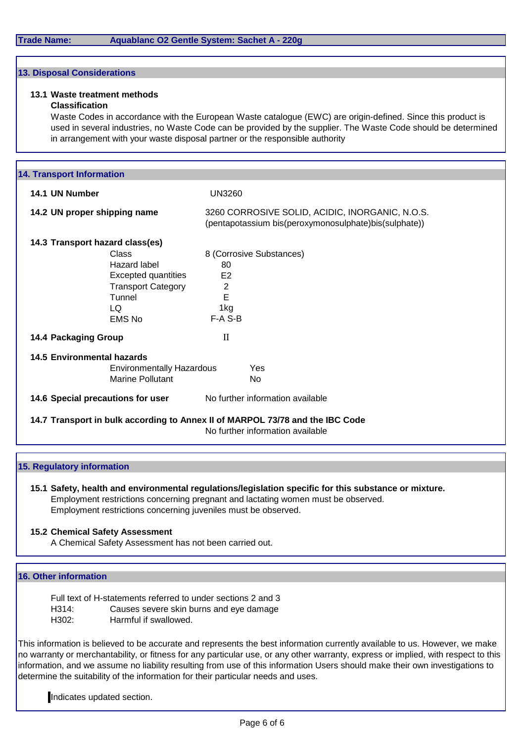**Trade Name:** Aquablanc O2 Gentle System: Sachet A - 220g

## 13. Disposal Considerations

### 13.1 Waste treatment methods

**Classification**

Waste Codes in accordance with the European Waste catalogue (EWC) are origin-defined. Since this product is used in several industries, no Waste Code can be provided by the supplier. The Waste Code should be determined in arrangement with your waste disposal partner or the responsible authority

## 14. Transport Information

**14.1 UN Number** UN3260

**14.2 UN proper shipping name** 3260 CORROSIVE SOLID, ACIDIC, INORGANIC, N.O.S. (pentapotassium bis(peroxymonosulphate)bis(sulphate))

**14.3 Transport hazard class(es)**

| | |
|---|---|
| Class | 8 (Corrosive Substances) |
| Hazard label | 80 |
| Excepted quantities | E2 |
| Transport Category | 2 |
| Tunnel | E |
| LQ | 1kg |
| EMS No | F-A S-B |

**14.4 Packaging Group** II

**14.5 Environmental hazards**

| | |
|---|---|
| Environmentally Hazardous | Yes |
| Marine Pollutant | No |

**14.6 Special precautions for user** No further information available

**14.7 Transport in bulk according to Annex II of MARPOL 73/78 and the IBC Code**

No further information available

## 15. Regulatory information

**15.1 Safety, health and environmental regulations/legislation specific for this substance or mixture.**

Employment restrictions concerning pregnant and lactating women must be observed.
Employment restrictions concerning juveniles must be observed.

**15.2 Chemical Safety Assessment**

A Chemical Safety Assessment has not been carried out.

## 16. Other information

Full text of H-statements referred to under sections 2 and 3

| | |
|---|---|
| H314: | Causes severe skin burns and eye damage |
| H302: | Harmful if swallowed. |

This information is believed to be accurate and represents the best information currently available to us. However, we make no warranty or merchantability, or fitness for any particular use, or any other warranty, express or implied, with respect to this information, and we assume no liability resulting from use of this information Users should make their own investigations to determine the suitability of the information for their particular needs and uses.

▌Indicates updated section.